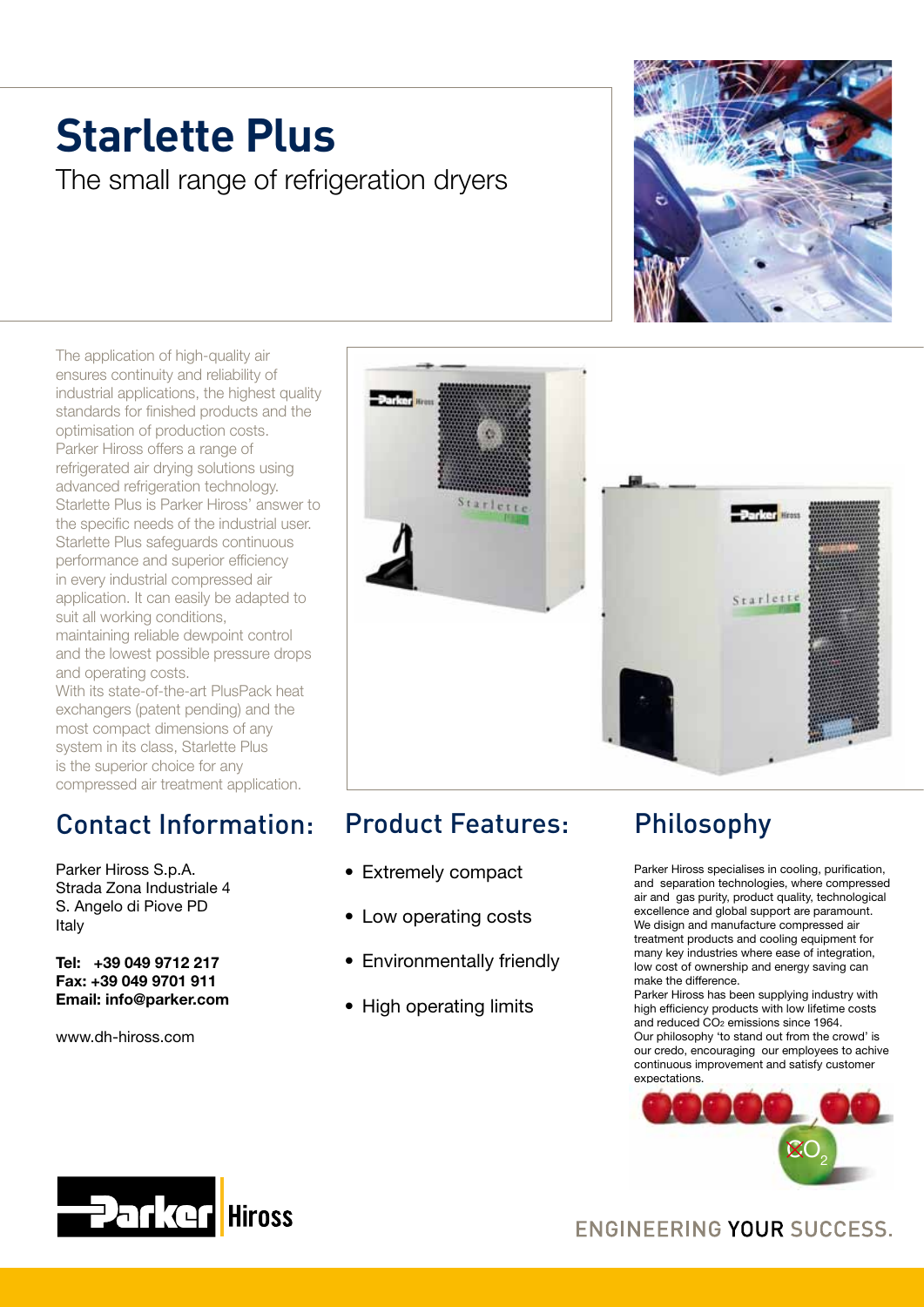# Starlette Plus

The small range of refrigeration dryers

The application of high-quality air ensures continuity and reliability of industrial applications, the highest quality standards for finished products and the optimisation of production costs. Parker Hiross offers a range of refrigerated air drying solutions using advanced refrigeration technology. Starlette Plus is Parker Hiross' answer to the specific needs of the industrial user. Starlette Plus safeguards continuous performance and superior efficiency in every industrial compressed air application. It can easily be adapted to suit all working conditions, maintaining reliable dewpoint control and the lowest possible pressure drops and operating costs.
With its state-of-the-art PlusPack heat exchangers (patent pending) and the most compact dimensions of any system in its class, Starlette Plus is the superior choice for any compressed air treatment application.

## Contact Information:

Parker Hiross S.p.A.
Strada Zona Industriale 4
S. Angelo di Piove PD
Italy

**Tel: +39 049 9712 217**
**Fax: +39 049 9701 911**
**Email: info@parker.com**

www.dh-hiross.com

## Product Features:

- Extremely compact
- Low operating costs
- Environmentally friendly
- High operating limits

## Philosophy

Parker Hiross specialises in cooling, purification, and separation technologies, where compressed air and gas purity, product quality, technological excellence and global support are paramount. We disign and manufacture compressed air treatment products and cooling equipment for many key industries where ease of integration, low cost of ownership and energy saving can make the difference.
Parker Hiross has been supplying industry with high efficiency products with low lifetime costs and reduced $CO_2$ emissions since 1964.
Our philosophy 'to stand out from the crowd' is our credo, encouraging our employees to achive continuous improvement and satisfy customer expectations.

ENGINEERING YOUR SUCCESS.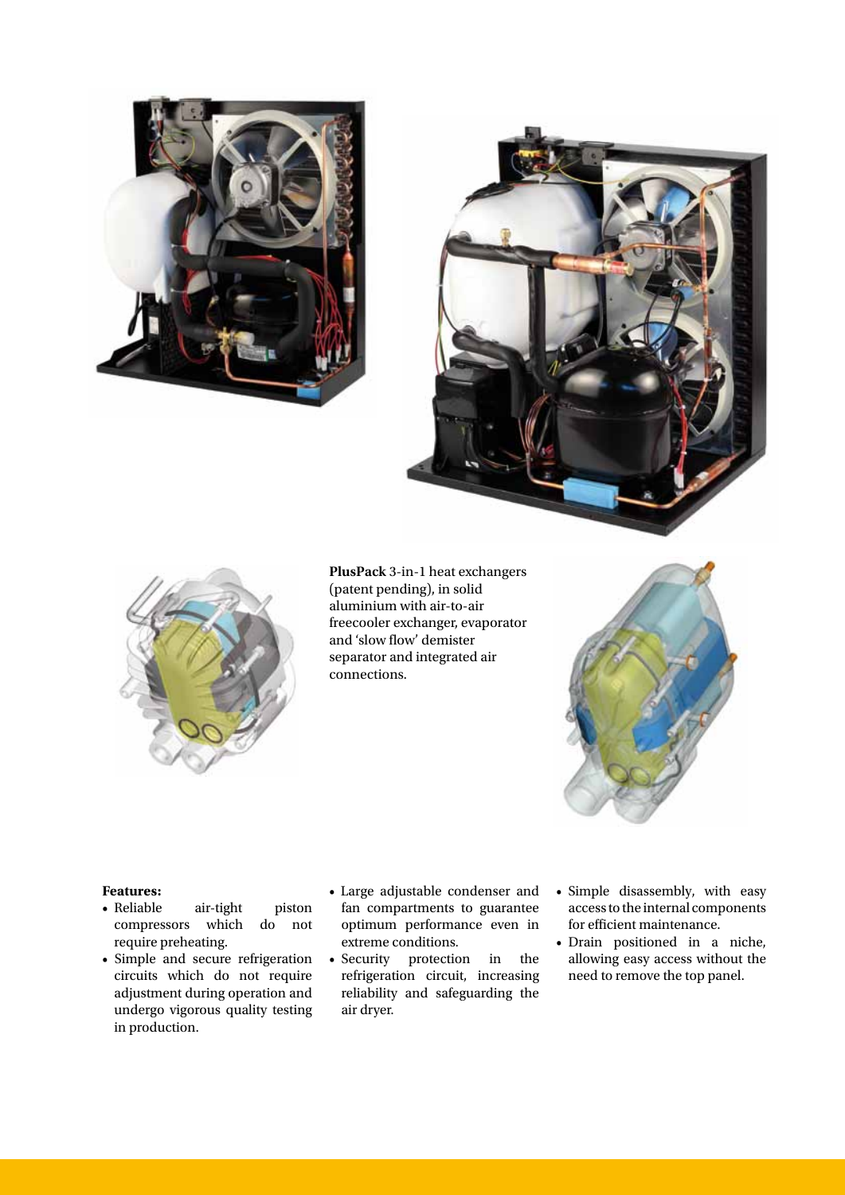**PlusPack** 3-in-1 heat exchangers (patent pending), in solid aluminium with air-to-air freecooler exchanger, evaporator and 'slow flow' demister separator and integrated air connections.

**Features:**

- Reliable air-tight piston compressors which do not require preheating.
- Simple and secure refrigeration circuits which do not require adjustment during operation and undergo vigorous quality testing in production.
- Large adjustable condenser and fan compartments to guarantee optimum performance even in extreme conditions.
- Security protection in the refrigeration circuit, increasing reliability and safeguarding the air dryer.
- Simple disassembly, with easy access to the internal components for efficient maintenance.
- Drain positioned in a niche, allowing easy access without the need to remove the top panel.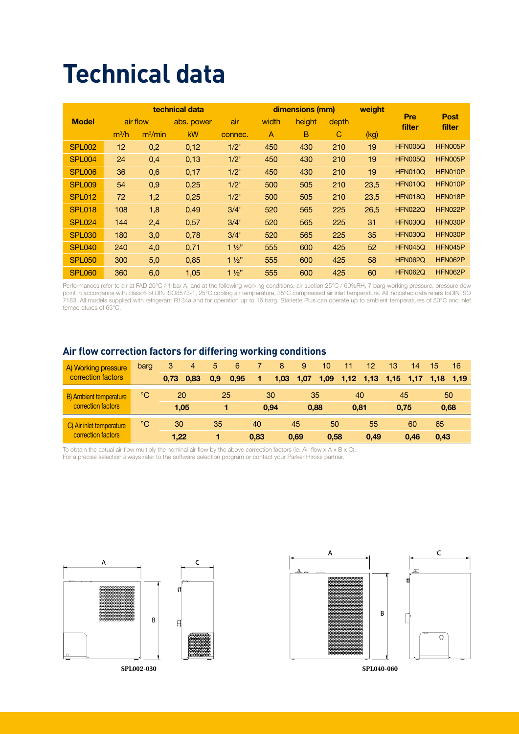# Technical data

| Model | technical data | | | | dimensions (mm) | | | weight | Pre filter | Post filter |
|---|---|---|---|---|---|---|---|---|---|---|
| | air flow | | abs. power | air | width | height | depth | | | |
| | $m^3/h$ | $m^3/min$ | kW | connec. | A | B | C | (kg) | | |
| SPL002 | 12 | 0,2 | 0,12 | 1/2" | 450 | 430 | 210 | 19 | HFN005Q | HFN005P |
| SPL004 | 24 | 0,4 | 0,13 | 1/2" | 450 | 430 | 210 | 19 | HFN005Q | HFN005P |
| SPL006 | 36 | 0,6 | 0,17 | 1/2" | 450 | 430 | 210 | 19 | HFN010Q | HFN010P |
| SPL009 | 54 | 0,9 | 0,25 | 1/2" | 500 | 505 | 210 | 23,5 | HFN010Q | HFN010P |
| SPL012 | 72 | 1,2 | 0,25 | 1/2" | 500 | 505 | 210 | 23,5 | HFN018Q | HFN018P |
| SPL018 | 108 | 1,8 | 0,49 | 3/4" | 520 | 565 | 225 | 26,5 | HFN022Q | HFN022P |
| SPL024 | 144 | 2,4 | 0,57 | 3/4" | 520 | 565 | 225 | 31 | HFN030Q | HFN030P |
| SPL030 | 180 | 3,0 | 0,78 | 3/4" | 520 | 565 | 225 | 35 | HFN030Q | HFN030P |
| SPL040 | 240 | 4,0 | 0,71 | 1 ½" | 555 | 600 | 425 | 52 | HFN045Q | HFN045P |
| SPL050 | 300 | 5,0 | 0,85 | 1 ½" | 555 | 600 | 425 | 58 | HFN062Q | HFN062P |
| SPL060 | 360 | 6,0 | 1,05 | 1 ½" | 555 | 600 | 425 | 60 | HFN062Q | HFN062P |

Performances refer to air at FAD 20°C / 1 bar A, and at the following working conditions: air suction 25°C / 60%RH, 7 barg working pressure, pressure dew point in accordance with class 6 of DIN ISO8573-1, 25°C cooling air temperature, 35°C compressed air inlet temperature. All indicated data refers toDIN ISO 7183. All models supplied with refrigerant R134a and for operation up to 16 barg. Starlette Plus can operate up to ambient temperatures of 50°C and inlet temperatures of 65°C.

## Air flow correction factors for differing working conditions

| A) Working pressure correction factors | barg | 3 | 4 | 5 | 6 | 7 | 8 | 9 | 10 | 11 | 12 | 13 | 14 | 15 | 16 |
|---|---|---|---|---|---|---|---|---|---|---|---|---|---|---|---|
| | | **0,73** | **0,83** | **0,9** | **0,95** | **1** | **1,03** | **1,07** | **1,09** | **1,12** | **1,13** | **1,15** | **1,17** | **1,18** | **1,19** |

| B) Ambient temperature correction factors | °C | 20 | 25 | 30 | 35 | 40 | 45 | 50 |
|---|---|---|---|---|---|---|---|---|
| | | **1,05** | **1** | **0,94** | **0,88** | **0,81** | **0,75** | **0,68** |

| C) Air inlet temperature correction factors | °C | 30 | 35 | 40 | 45 | 50 | 55 | 60 | 65 |
|---|---|---|---|---|---|---|---|---|---|
| | | **1,22** | **1** | **0,83** | **0,69** | **0,58** | **0,49** | **0,46** | **0,43** |

To obtain the actual air flow multiply the nominal air flow by the above correction factors (ie. Air flow x A x B x C).
For a precise selection always refer to the software selection program or contact your Parker Hiross partner.

A
B
C

**SPL002-030**

A
B
C

**SPL040-060**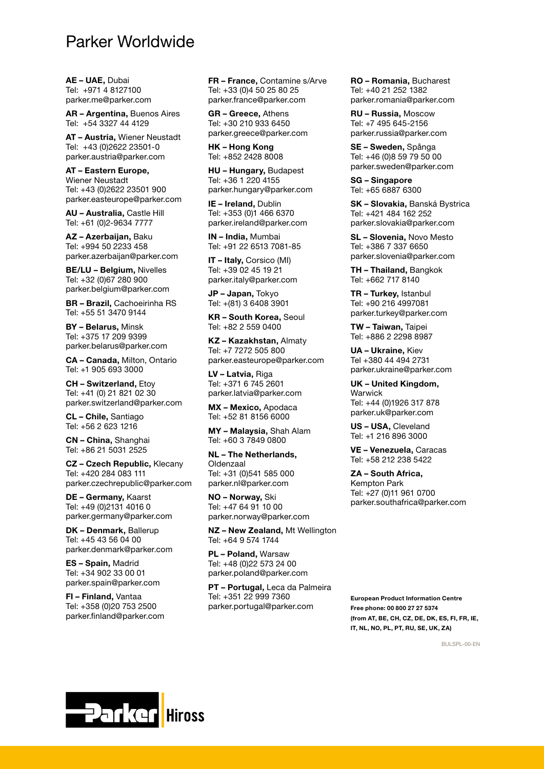# Parker Worldwide

**AE – UAE,** Dubai
Tel: +971 4 8127100
parker.me@parker.com

**AR – Argentina,** Buenos Aires
Tel: +54 3327 44 4129

**AT – Austria,** Wiener Neustadt
Tel: +43 (0)2622 23501-0
parker.austria@parker.com

**AT – Eastern Europe,** Wiener Neustadt
Tel: +43 (0)2622 23501 900
parker.easteurope@parker.com

**AU – Australia,** Castle Hill
Tel: +61 (0)2-9634 7777

**AZ – Azerbaijan,** Baku
Tel: +994 50 2233 458
parker.azerbaijan@parker.com

**BE/LU – Belgium,** Nivelles
Tel: +32 (0)67 280 900
parker.belgium@parker.com

**BR – Brazil,** Cachoeirinha RS
Tel: +55 51 3470 9144

**BY – Belarus,** Minsk
Tel: +375 17 209 9399
parker.belarus@parker.com

**CA – Canada,** Milton, Ontario
Tel: +1 905 693 3000

**CH – Switzerland,** Etoy
Tel: +41 (0) 21 821 02 30
parker.switzerland@parker.com

**CL – Chile,** Santiago
Tel: +56 2 623 1216

**CN – China,** Shanghai
Tel: +86 21 5031 2525

**CZ – Czech Republic,** Klecany
Tel: +420 284 083 111
parker.czechrepublic@parker.com

**DE – Germany,** Kaarst
Tel: +49 (0)2131 4016 0
parker.germany@parker.com

**DK – Denmark,** Ballerup
Tel: +45 43 56 04 00
parker.denmark@parker.com

**ES – Spain,** Madrid
Tel: +34 902 33 00 01
parker.spain@parker.com

**FI – Finland,** Vantaa
Tel: +358 (0)20 753 2500
parker.finland@parker.com

**FR – France,** Contamine s/Arve
Tel: +33 (0)4 50 25 80 25
parker.france@parker.com

**GR – Greece,** Athens
Tel: +30 210 933 6450
parker.greece@parker.com

**HK – Hong Kong**
Tel: +852 2428 8008

**HU – Hungary,** Budapest
Tel: +36 1 220 4155
parker.hungary@parker.com

**IE – Ireland,** Dublin
Tel: +353 (0)1 466 6370
parker.ireland@parker.com

**IN – India,** Mumbai
Tel: +91 22 6513 7081-85

**IT – Italy,** Corsico (MI)
Tel: +39 02 45 19 21
parker.italy@parker.com

**JP – Japan,** Tokyo
Tel: +(81) 3 6408 3901

**KR – South Korea,** Seoul
Tel: +82 2 559 0400

**KZ – Kazakhstan,** Almaty
Tel: +7 7272 505 800
parker.easteurope@parker.com

**LV – Latvia,** Riga
Tel: +371 6 745 2601
parker.latvia@parker.com

**MX – Mexico,** Apodaca
Tel: +52 81 8156 6000

**MY – Malaysia,** Shah Alam
Tel: +60 3 7849 0800

**NL – The Netherlands,** Oldenzaal
Tel: +31 (0)541 585 000
parker.nl@parker.com

**NO – Norway,** Ski
Tel: +47 64 91 10 00
parker.norway@parker.com

**NZ – New Zealand,** Mt Wellington
Tel: +64 9 574 1744

**PL – Poland,** Warsaw
Tel: +48 (0)22 573 24 00
parker.poland@parker.com

**PT – Portugal,** Leca da Palmeira
Tel: +351 22 999 7360
parker.portugal@parker.com

**RO – Romania,** Bucharest
Tel: +40 21 252 1382
parker.romania@parker.com

**RU – Russia,** Moscow
Tel: +7 495 645-2156
parker.russia@parker.com

**SE – Sweden,** Spånga
Tel: +46 (0)8 59 79 50 00
parker.sweden@parker.com

**SG – Singapore**
Tel: +65 6887 6300

**SK – Slovakia,** Banská Bystrica
Tel: +421 484 162 252
parker.slovakia@parker.com

**SL – Slovenia,** Novo Mesto
Tel: +386 7 337 6650
parker.slovenia@parker.com

**TH – Thailand,** Bangkok
Tel: +662 717 8140

**TR – Turkey,** Istanbul
Tel: +90 216 4997081
parker.turkey@parker.com

**TW – Taiwan,** Taipei
Tel: +886 2 2298 8987

**UA – Ukraine,** Kiev
Tel +380 44 494 2731
parker.ukraine@parker.com

**UK – United Kingdom,** Warwick
Tel: +44 (0)1926 317 878
parker.uk@parker.com

**US – USA,** Cleveland
Tel: +1 216 896 3000

**VE – Venezuela,** Caracas
Tel: +58 212 238 5422

**ZA – South Africa,** Kempton Park
Tel: +27 (0)11 961 0700
parker.southafrica@parker.com

**European Product Information Centre**
**Free phone: 00 800 27 27 5374**
**(from AT, BE, CH, CZ, DE, DK, ES, FI, FR, IE, IT, NL, NO, PL, PT, RU, SE, UK, ZA)**

BULSPL-00-EN

Parker Hiross